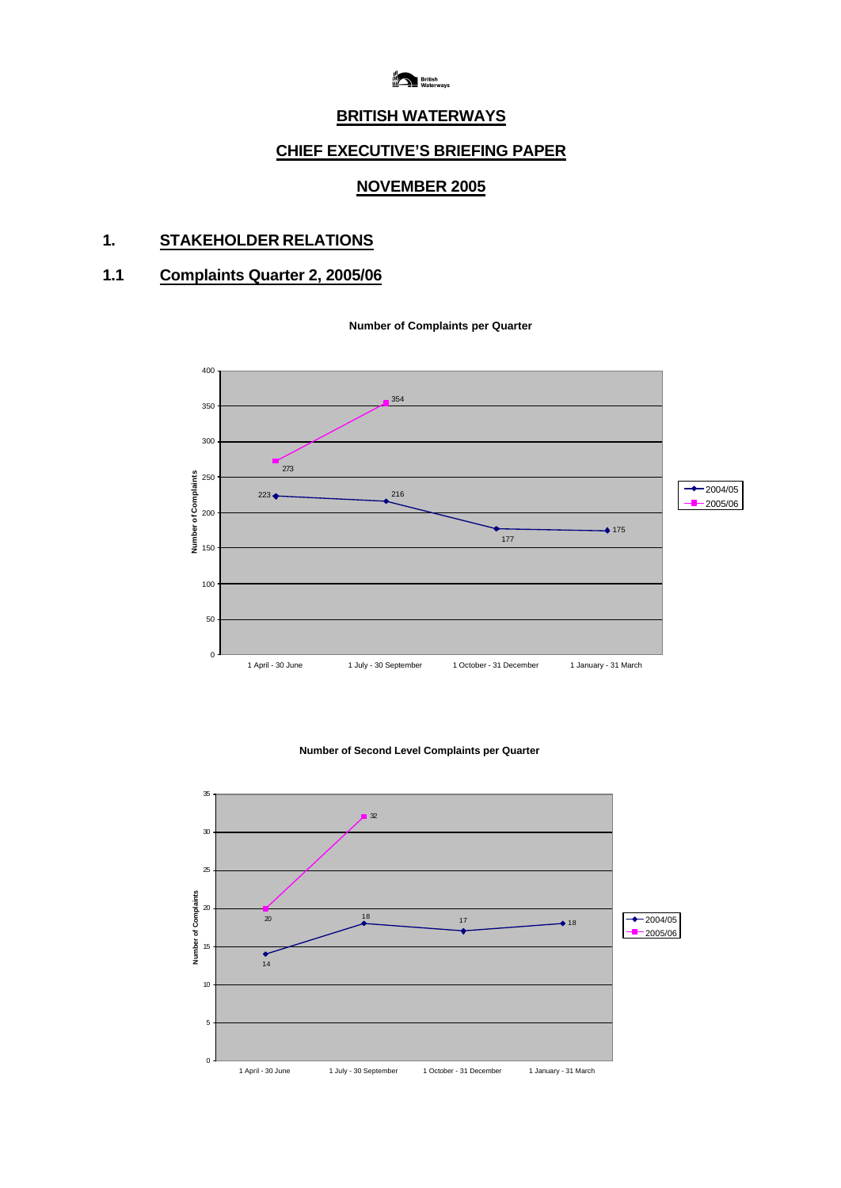# BRITISH WATERWAYS

## CHIEF EXECUTIVE'S BRIEFING PAPER

## NOVEMBER 2005

## 1. STAKEHOLDER RELATIONS

### 1.1 Complaints Quarter 2, 2005/06

**Number of Complaints per Quarter**

| Quarter | 2004/05 | 2005/06 |
|---|---|---|
| 1 April - 30 June | 223 | 273 |
| 1 July - 30 September | 216 | 354 |
| 1 October - 31 December | 177 | |
| 1 January - 31 March | 175 | |

**Number of Second Level Complaints per Quarter**

| Quarter | 2004/05 | 2005/06 |
|---|---|---|
| 1 April - 30 June | 14 | 20 |
| 1 July - 30 September | 18 | 32 |
| 1 October - 31 December | 17 | |
| 1 January - 31 March | 18 | |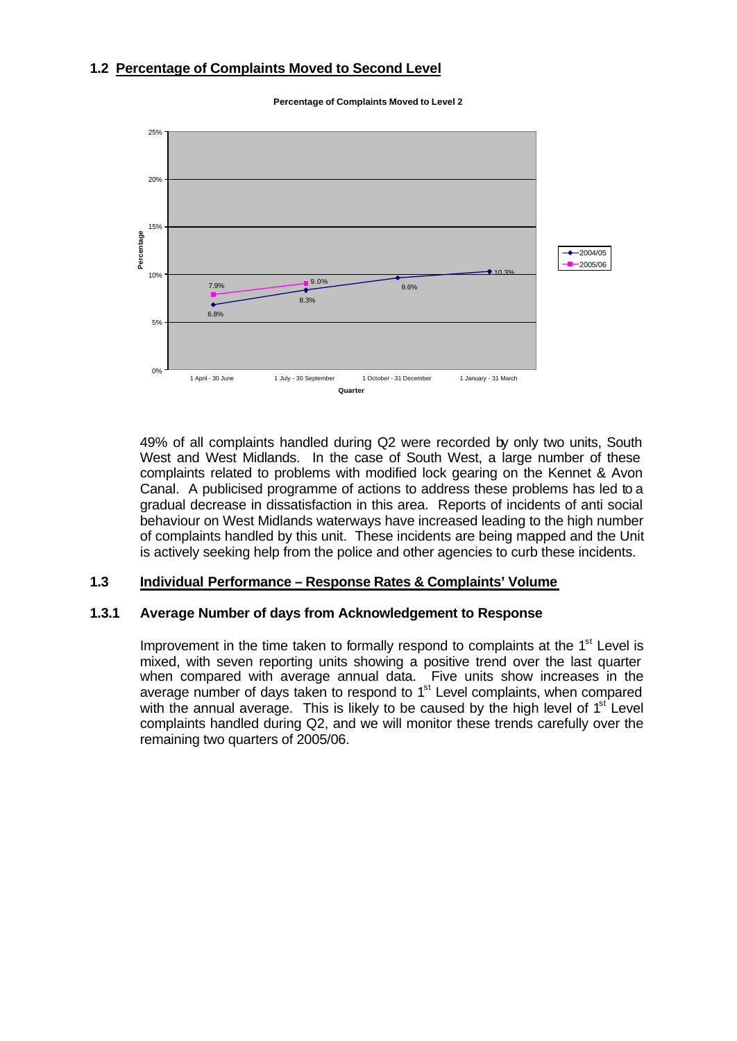## 1.2 Percentage of Complaints Moved to Second Level

**Percentage of Complaints Moved to Level 2**

| Quarter | 2004/05 | 2005/06 |
|---|---|---|
| 1 April - 30 June | 6.8% | 7.9% |
| 1 July - 30 September | 8.3% | 9.0% |
| 1 October - 31 December | 9.6% | |
| 1 January - 31 March | 10.3% | |

49% of all complaints handled during Q2 were recorded by only two units, South West and West Midlands. In the case of South West, a large number of these complaints related to problems with modified lock gearing on the Kennet & Avon Canal. A publicised programme of actions to address these problems has led to a gradual decrease in dissatisfaction in this area. Reports of incidents of anti social behaviour on West Midlands waterways have increased leading to the high number of complaints handled by this unit. These incidents are being mapped and the Unit is actively seeking help from the police and other agencies to curb these incidents.

## 1.3 Individual Performance – Response Rates & Complaints' Volume

### 1.3.1 Average Number of days from Acknowledgement to Response

Improvement in the time taken to formally respond to complaints at the 1st Level is mixed, with seven reporting units showing a positive trend over the last quarter when compared with average annual data. Five units show increases in the average number of days taken to respond to 1st Level complaints, when compared with the annual average. This is likely to be caused by the high level of 1st Level complaints handled during Q2, and we will monitor these trends carefully over the remaining two quarters of 2005/06.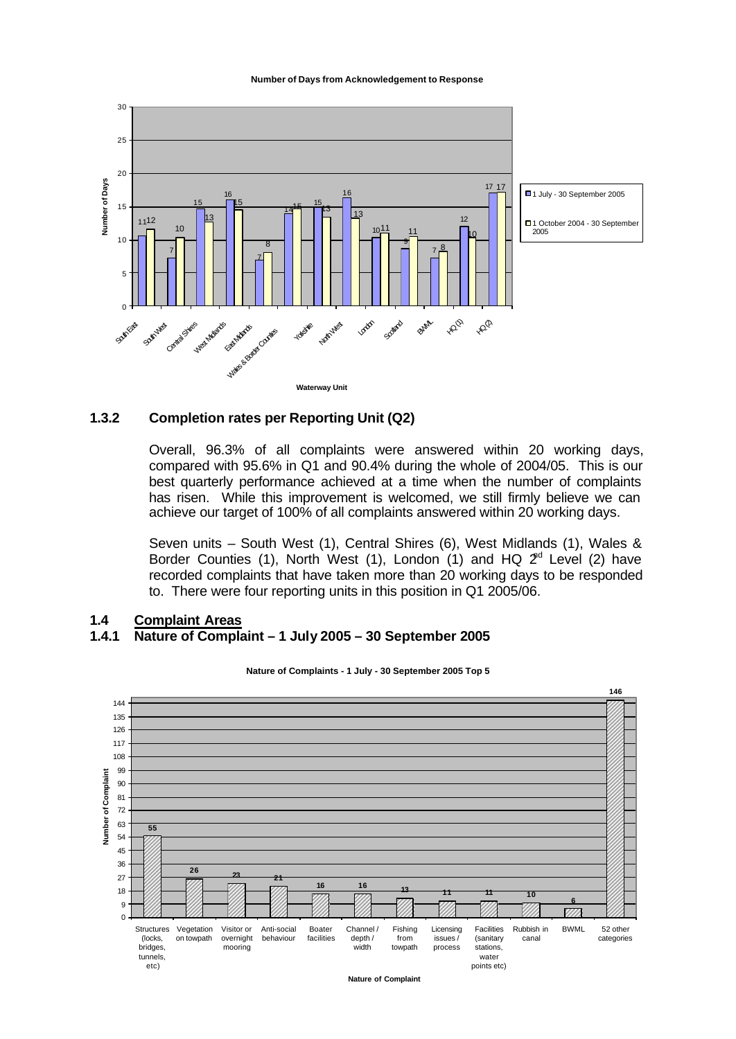**Number of Days from Acknowledgement to Response**

| Waterway Unit | 1 July - 30 September 2005 | 1 October 2004 - 30 September 2005 |
| --- | --- | --- |
| South East | 11 | 12 |
| South West | 7 | 10 |
| Central Shires | 15 | 13 |
| West Midlands | 16 | 15 |
| East Midlands | 7 | 8 |
| Wales & Border Counties | 14 | 15 |
| Yorkshire | 15 | 13 |
| North West | 16 | 13 |
| London | 10 | 11 |
| Scotland | 9 | 11 |
| BWML | 7 | 8 |
| HQ (1) | 12 | 10 |
| HQ (2) | 17 | 17 |

### 1.3.2 Completion rates per Reporting Unit (Q2)

Overall, 96.3% of all complaints were answered within 20 working days, compared with 95.6% in Q1 and 90.4% during the whole of 2004/05. This is our best quarterly performance achieved at a time when the number of complaints has risen. While this improvement is welcomed, we still firmly believe we can achieve our target of 100% of all complaints answered within 20 working days.

Seven units – South West (1), Central Shires (6), West Midlands (1), Wales & Border Counties (1), North West (1), London (1) and HQ 2nd Level (2) have recorded complaints that have taken more than 20 working days to be responded to. There were four reporting units in this position in Q1 2005/06.

## 1.4 Complaint Areas

### 1.4.1 Nature of Complaint – 1 July 2005 – 30 September 2005

**Nature of Complaints - 1 July - 30 September 2005 Top 5**

| Nature of Complaint | Number of Complaint |
| --- | --- |
| Structures (locks, bridges, tunnels, etc) | 55 |
| Vegetation on towpath | 26 |
| Visitor or overnight mooring | 23 |
| Anti-social behaviour | 21 |
| Boater facilities | 16 |
| Channel / depth / width | 16 |
| Fishing from towpath | 13 |
| Licensing issues / process | 11 |
| Facilities (sanitary stations, water points etc) | 11 |
| Rubbish in canal | 10 |
| BWML | 6 |
| 52 other categories | 146 |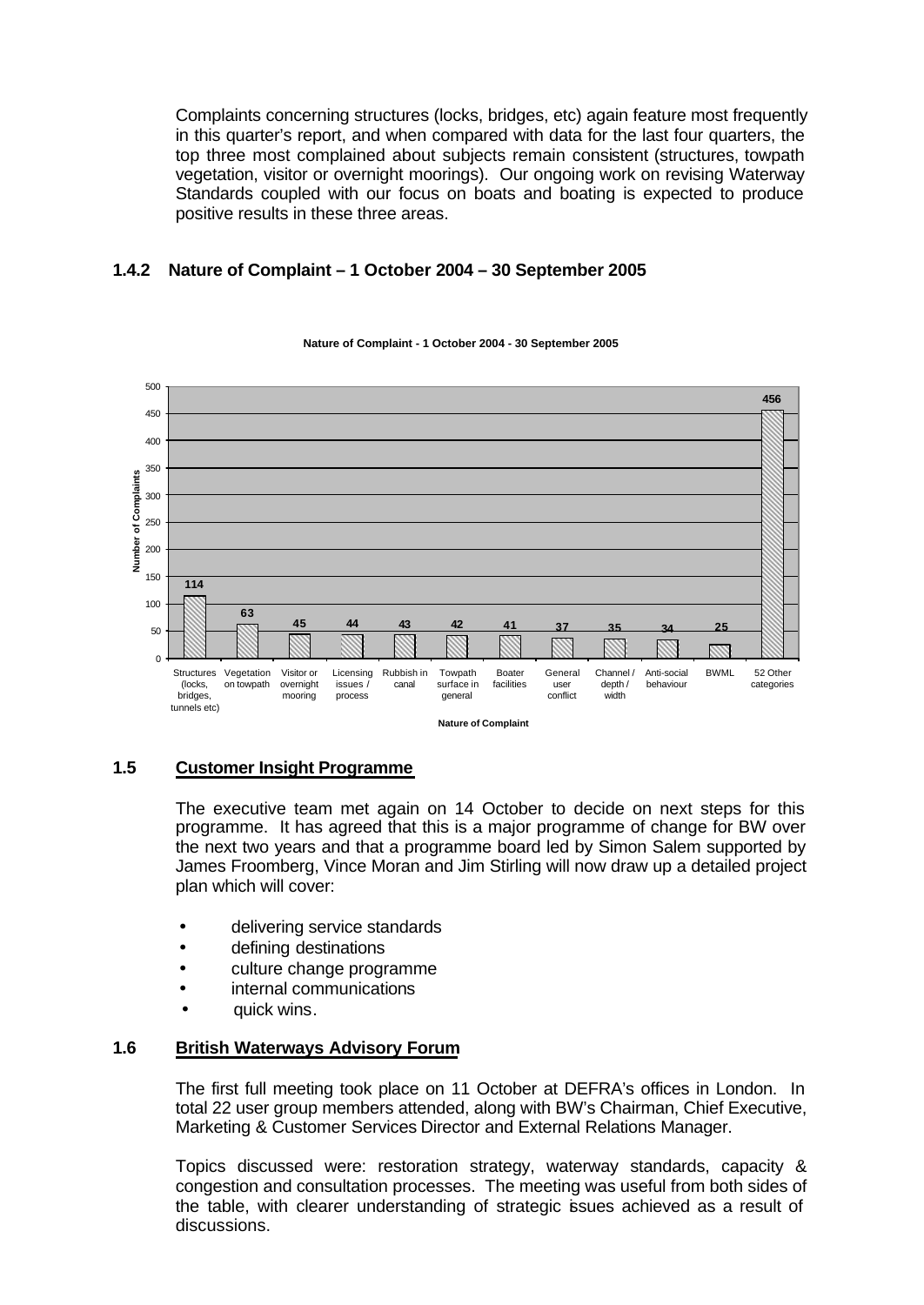Complaints concerning structures (locks, bridges, etc) again feature most frequently in this quarter's report, and when compared with data for the last four quarters, the top three most complained about subjects remain consistent (structures, towpath vegetation, visitor or overnight moorings). Our ongoing work on revising Waterway Standards coupled with our focus on boats and boating is expected to produce positive results in these three areas.

### 1.4.2 Nature of Complaint – 1 October 2004 – 30 September 2005

**Nature of Complaint - 1 October 2004 - 30 September 2005**

| Nature of Complaint | Number of Complaints |
|---|---|
| Structures (locks, bridges, tunnels etc) | 114 |
| Vegetation on towpath | 63 |
| Visitor or overnight mooring | 45 |
| Licensing issues / process | 44 |
| Rubbish in canal | 43 |
| Towpath surface in general | 42 |
| Boater facilities | 41 |
| General user conflict | 37 |
| Channel / depth / width | 35 |
| Anti-social behaviour | 34 |
| BWML | 25 |
| 52 Other categories | 456 |

## 1.5 Customer Insight Programme

The executive team met again on 14 October to decide on next steps for this programme. It has agreed that this is a major programme of change for BW over the next two years and that a programme board led by Simon Salem supported by James Froomberg, Vince Moran and Jim Stirling will now draw up a detailed project plan which will cover:

- delivering service standards
- defining destinations
- culture change programme
- internal communications
- quick wins.

## 1.6 British Waterways Advisory Forum

The first full meeting took place on 11 October at DEFRA's offices in London. In total 22 user group members attended, along with BW's Chairman, Chief Executive, Marketing & Customer Services Director and External Relations Manager.

Topics discussed were: restoration strategy, waterway standards, capacity & congestion and consultation processes. The meeting was useful from both sides of the table, with clearer understanding of strategic issues achieved as a result of discussions.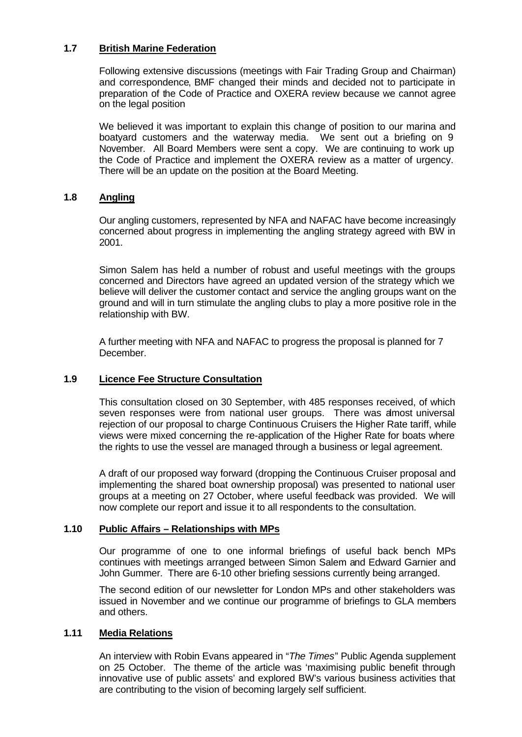### 1.7 British Marine Federation

Following extensive discussions (meetings with Fair Trading Group and Chairman) and correspondence, BMF changed their minds and decided not to participate in preparation of the Code of Practice and OXERA review because we cannot agree on the legal position

We believed it was important to explain this change of position to our marina and boatyard customers and the waterway media. We sent out a briefing on 9 November. All Board Members were sent a copy. We are continuing to work up the Code of Practice and implement the OXERA review as a matter of urgency. There will be an update on the position at the Board Meeting.

### 1.8 Angling

Our angling customers, represented by NFA and NAFAC have become increasingly concerned about progress in implementing the angling strategy agreed with BW in 2001.

Simon Salem has held a number of robust and useful meetings with the groups concerned and Directors have agreed an updated version of the strategy which we believe will deliver the customer contact and service the angling groups want on the ground and will in turn stimulate the angling clubs to play a more positive role in the relationship with BW.

A further meeting with NFA and NAFAC to progress the proposal is planned for 7 December.

### 1.9 Licence Fee Structure Consultation

This consultation closed on 30 September, with 485 responses received, of which seven responses were from national user groups. There was almost universal rejection of our proposal to charge Continuous Cruisers the Higher Rate tariff, while views were mixed concerning the re-application of the Higher Rate for boats where the rights to use the vessel are managed through a business or legal agreement.

A draft of our proposed way forward (dropping the Continuous Cruiser proposal and implementing the shared boat ownership proposal) was presented to national user groups at a meeting on 27 October, where useful feedback was provided. We will now complete our report and issue it to all respondents to the consultation.

### 1.10 Public Affairs – Relationships with MPs

Our programme of one to one informal briefings of useful back bench MPs continues with meetings arranged between Simon Salem and Edward Garnier and John Gummer. There are 6-10 other briefing sessions currently being arranged.

The second edition of our newsletter for London MPs and other stakeholders was issued in November and we continue our programme of briefings to GLA members and others.

### 1.11 Media Relations

An interview with Robin Evans appeared in "*The Times*" Public Agenda supplement on 25 October. The theme of the article was 'maximising public benefit through innovative use of public assets' and explored BW's various business activities that are contributing to the vision of becoming largely self sufficient.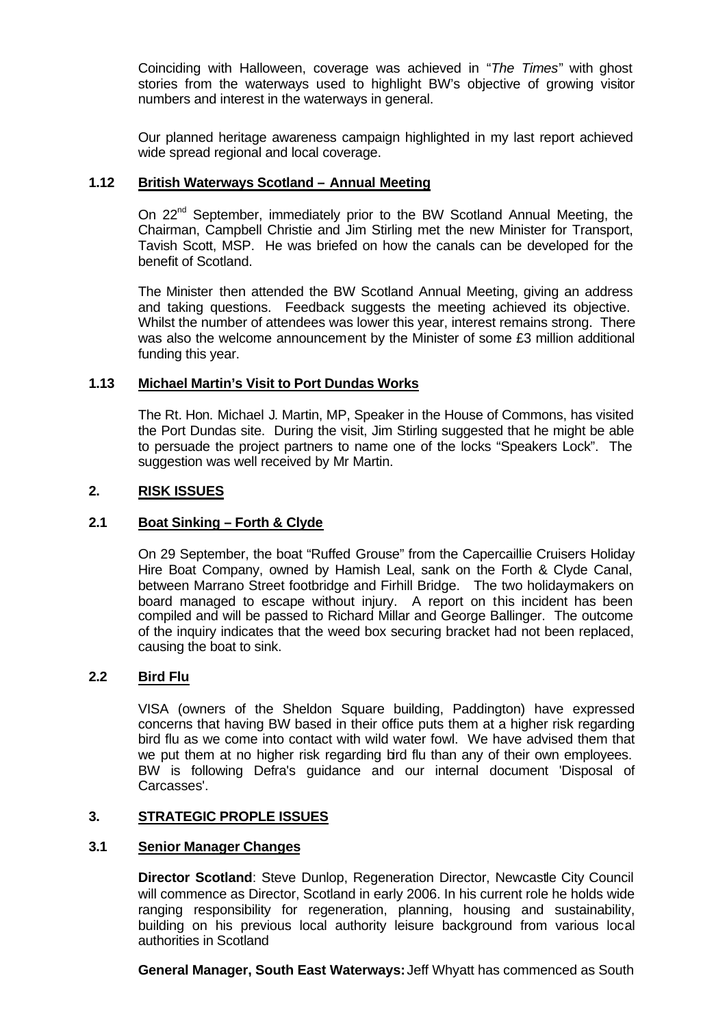Coinciding with Halloween, coverage was achieved in "*The Times*" with ghost stories from the waterways used to highlight BW's objective of growing visitor numbers and interest in the waterways in general.

Our planned heritage awareness campaign highlighted in my last report achieved wide spread regional and local coverage.

### 1.12 British Waterways Scotland – Annual Meeting

On 22nd September, immediately prior to the BW Scotland Annual Meeting, the Chairman, Campbell Christie and Jim Stirling met the new Minister for Transport, Tavish Scott, MSP. He was briefed on how the canals can be developed for the benefit of Scotland.

The Minister then attended the BW Scotland Annual Meeting, giving an address and taking questions. Feedback suggests the meeting achieved its objective. Whilst the number of attendees was lower this year, interest remains strong. There was also the welcome announcement by the Minister of some £3 million additional funding this year.

### 1.13 Michael Martin's Visit to Port Dundas Works

The Rt. Hon. Michael J. Martin, MP, Speaker in the House of Commons, has visited the Port Dundas site. During the visit, Jim Stirling suggested that he might be able to persuade the project partners to name one of the locks "Speakers Lock". The suggestion was well received by Mr Martin.

## 2. RISK ISSUES

### 2.1 Boat Sinking – Forth & Clyde

On 29 September, the boat "Ruffed Grouse" from the Capercaillie Cruisers Holiday Hire Boat Company, owned by Hamish Leal, sank on the Forth & Clyde Canal, between Marrano Street footbridge and Firhill Bridge. The two holidaymakers on board managed to escape without injury. A report on this incident has been compiled and will be passed to Richard Millar and George Ballinger. The outcome of the inquiry indicates that the weed box securing bracket had not been replaced, causing the boat to sink.

### 2.2 Bird Flu

VISA (owners of the Sheldon Square building, Paddington) have expressed concerns that having BW based in their office puts them at a higher risk regarding bird flu as we come into contact with wild water fowl. We have advised them that we put them at no higher risk regarding bird flu than any of their own employees. BW is following Defra's guidance and our internal document 'Disposal of Carcasses'.

## 3. STRATEGIC PROPLE ISSUES

### 3.1 Senior Manager Changes

**Director Scotland**: Steve Dunlop, Regeneration Director, Newcastle City Council will commence as Director, Scotland in early 2006. In his current role he holds wide ranging responsibility for regeneration, planning, housing and sustainability, building on his previous local authority leisure background from various local authorities in Scotland

**General Manager, South East Waterways:** Jeff Whyatt has commenced as South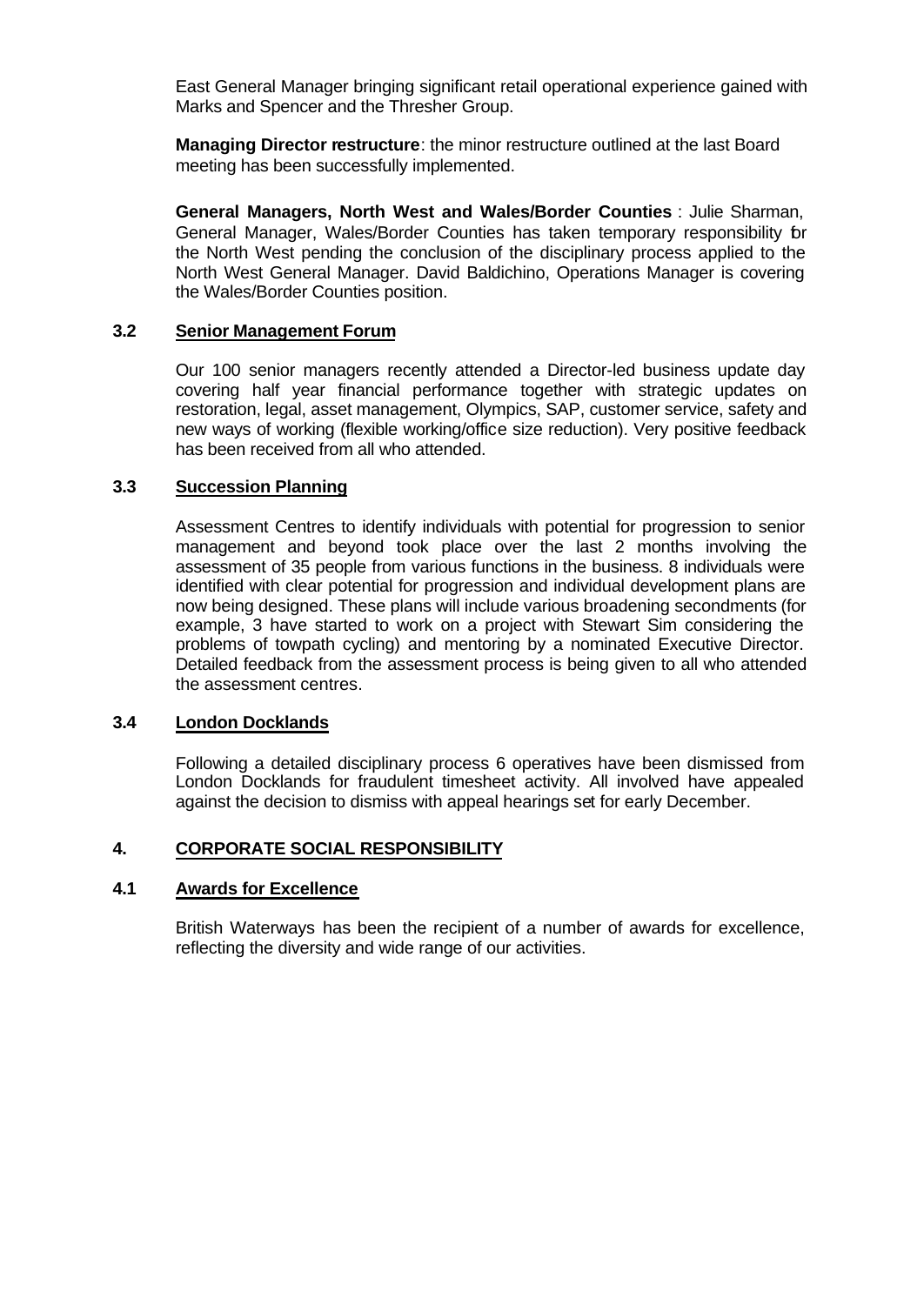East General Manager bringing significant retail operational experience gained with Marks and Spencer and the Thresher Group.

**Managing Director restructure**: the minor restructure outlined at the last Board meeting has been successfully implemented.

**General Managers, North West and Wales/Border Counties** : Julie Sharman, General Manager, Wales/Border Counties has taken temporary responsibility for the North West pending the conclusion of the disciplinary process applied to the North West General Manager. David Baldichino, Operations Manager is covering the Wales/Border Counties position.

### 3.2 Senior Management Forum

Our 100 senior managers recently attended a Director-led business update day covering half year financial performance together with strategic updates on restoration, legal, asset management, Olympics, SAP, customer service, safety and new ways of working (flexible working/office size reduction). Very positive feedback has been received from all who attended.

### 3.3 Succession Planning

Assessment Centres to identify individuals with potential for progression to senior management and beyond took place over the last 2 months involving the assessment of 35 people from various functions in the business. 8 individuals were identified with clear potential for progression and individual development plans are now being designed. These plans will include various broadening secondments (for example, 3 have started to work on a project with Stewart Sim considering the problems of towpath cycling) and mentoring by a nominated Executive Director. Detailed feedback from the assessment process is being given to all who attended the assessment centres.

### 3.4 London Docklands

Following a detailed disciplinary process 6 operatives have been dismissed from London Docklands for fraudulent timesheet activity. All involved have appealed against the decision to dismiss with appeal hearings set for early December.

## 4. CORPORATE SOCIAL RESPONSIBILITY

### 4.1 Awards for Excellence

British Waterways has been the recipient of a number of awards for excellence, reflecting the diversity and wide range of our activities.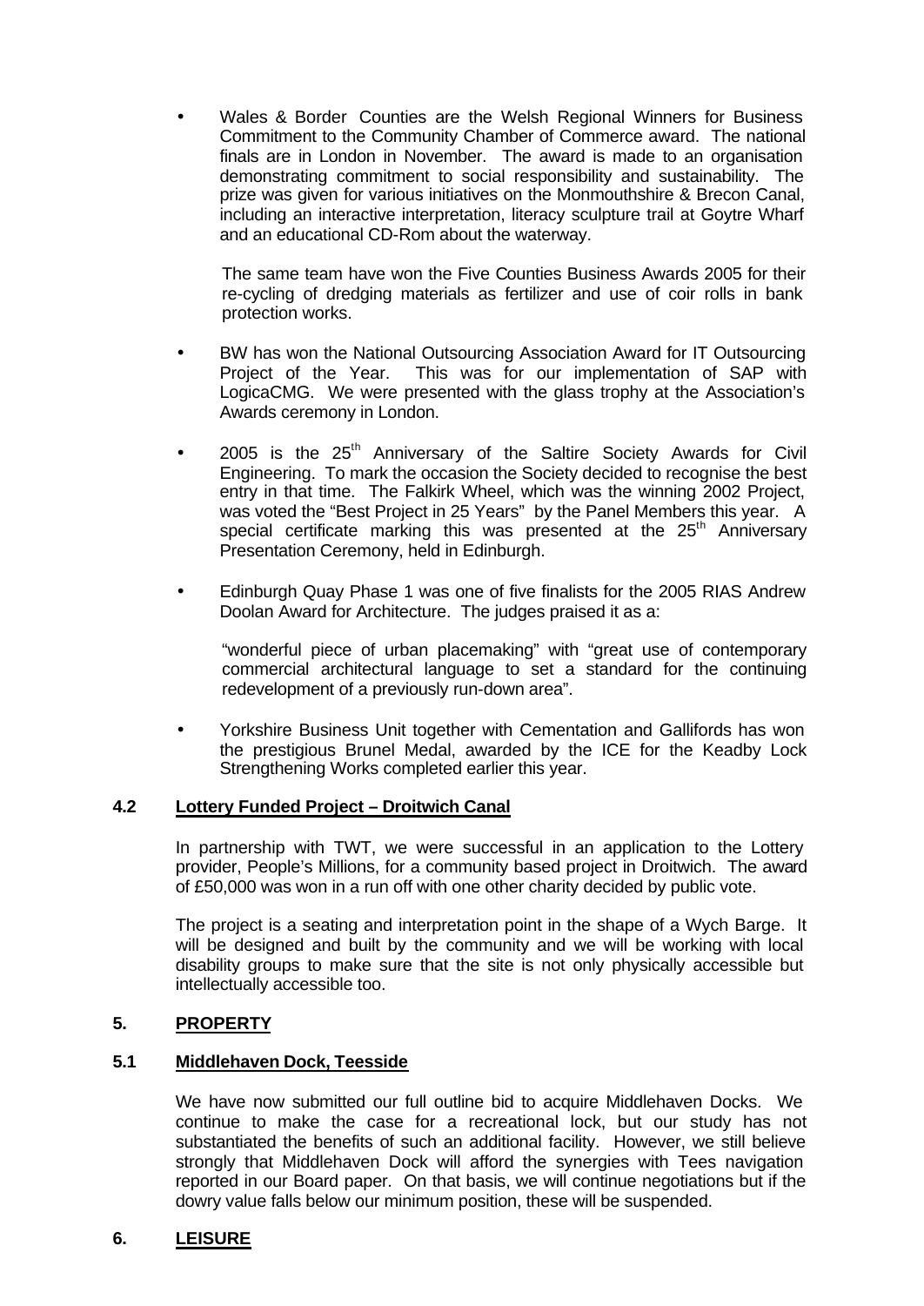- Wales & Border Counties are the Welsh Regional Winners for Business Commitment to the Community Chamber of Commerce award. The national finals are in London in November. The award is made to an organisation demonstrating commitment to social responsibility and sustainability. The prize was given for various initiatives on the Monmouthshire & Brecon Canal, including an interactive interpretation, literacy sculpture trail at Goytre Wharf and an educational CD-Rom about the waterway.

  The same team have won the Five Counties Business Awards 2005 for their re-cycling of dredging materials as fertilizer and use of coir rolls in bank protection works.

- BW has won the National Outsourcing Association Award for IT Outsourcing Project of the Year. This was for our implementation of SAP with LogicaCMG. We were presented with the glass trophy at the Association's Awards ceremony in London.

- 2005 is the 25th Anniversary of the Saltire Society Awards for Civil Engineering. To mark the occasion the Society decided to recognise the best entry in that time. The Falkirk Wheel, which was the winning 2002 Project, was voted the "Best Project in 25 Years" by the Panel Members this year. A special certificate marking this was presented at the 25th Anniversary Presentation Ceremony, held in Edinburgh.

- Edinburgh Quay Phase 1 was one of five finalists for the 2005 RIAS Andrew Doolan Award for Architecture. The judges praised it as a:

  "wonderful piece of urban placemaking" with "great use of contemporary commercial architectural language to set a standard for the continuing redevelopment of a previously run-down area".

- Yorkshire Business Unit together with Cementation and Gallifords has won the prestigious Brunel Medal, awarded by the ICE for the Keadby Lock Strengthening Works completed earlier this year.

### 4.2 Lottery Funded Project – Droitwich Canal

In partnership with TWT, we were successful in an application to the Lottery provider, People's Millions, for a community based project in Droitwich. The award of £50,000 was won in a run off with one other charity decided by public vote.

The project is a seating and interpretation point in the shape of a Wych Barge. It will be designed and built by the community and we will be working with local disability groups to make sure that the site is not only physically accessible but intellectually accessible too.

## 5. PROPERTY

### 5.1 Middlehaven Dock, Teesside

We have now submitted our full outline bid to acquire Middlehaven Docks. We continue to make the case for a recreational lock, but our study has not substantiated the benefits of such an additional facility. However, we still believe strongly that Middlehaven Dock will afford the synergies with Tees navigation reported in our Board paper. On that basis, we will continue negotiations but if the dowry value falls below our minimum position, these will be suspended.

## 6. LEISURE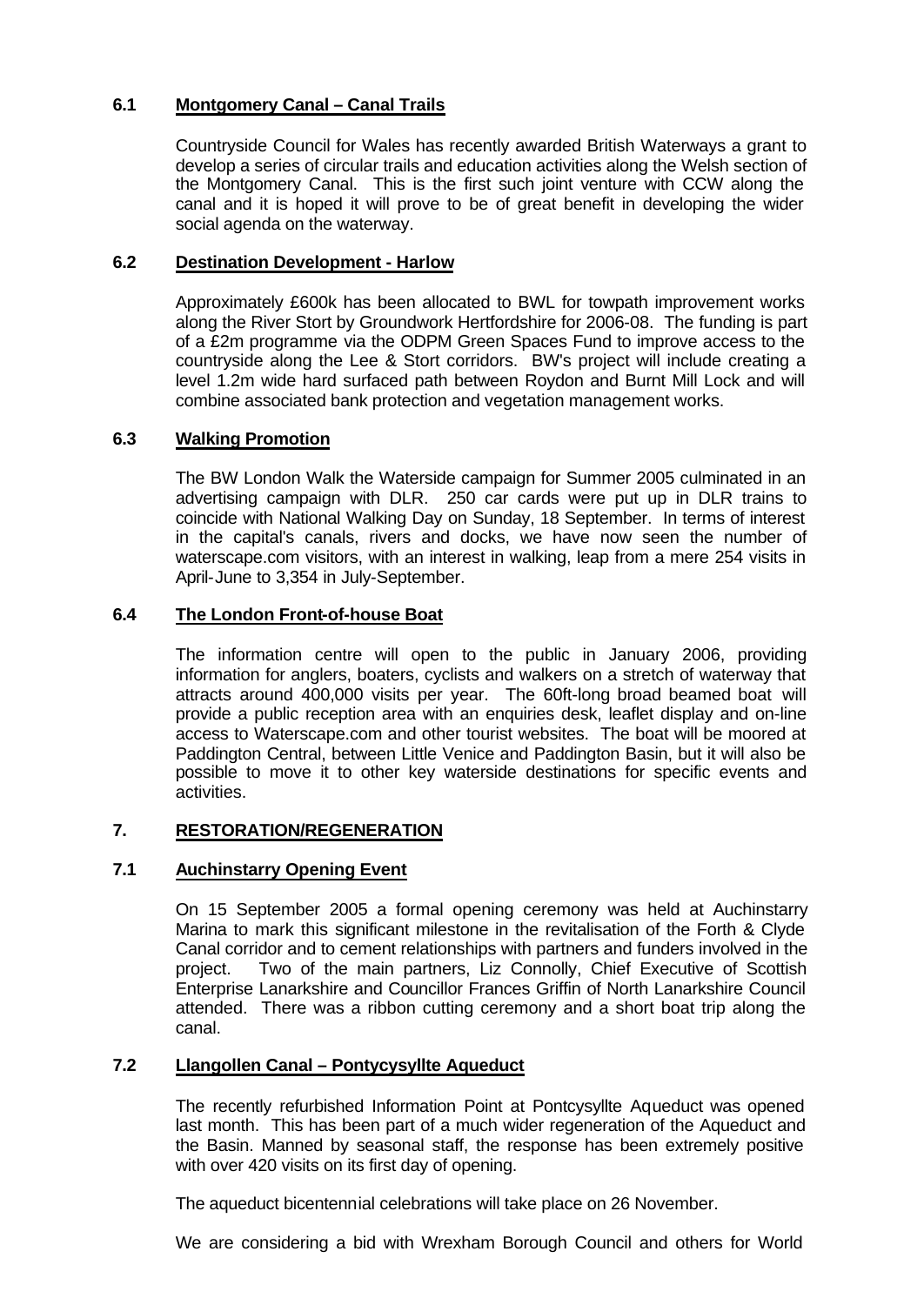### 6.1 Montgomery Canal – Canal Trails

Countryside Council for Wales has recently awarded British Waterways a grant to develop a series of circular trails and education activities along the Welsh section of the Montgomery Canal. This is the first such joint venture with CCW along the canal and it is hoped it will prove to be of great benefit in developing the wider social agenda on the waterway.

### 6.2 Destination Development - Harlow

Approximately £600k has been allocated to BWL for towpath improvement works along the River Stort by Groundwork Hertfordshire for 2006-08. The funding is part of a £2m programme via the ODPM Green Spaces Fund to improve access to the countryside along the Lee & Stort corridors. BW's project will include creating a level 1.2m wide hard surfaced path between Roydon and Burnt Mill Lock and will combine associated bank protection and vegetation management works.

### 6.3 Walking Promotion

The BW London Walk the Waterside campaign for Summer 2005 culminated in an advertising campaign with DLR. 250 car cards were put up in DLR trains to coincide with National Walking Day on Sunday, 18 September. In terms of interest in the capital's canals, rivers and docks, we have now seen the number of waterscape.com visitors, with an interest in walking, leap from a mere 254 visits in April-June to 3,354 in July-September.

### 6.4 The London Front-of-house Boat

The information centre will open to the public in January 2006, providing information for anglers, boaters, cyclists and walkers on a stretch of waterway that attracts around 400,000 visits per year. The 60ft-long broad beamed boat will provide a public reception area with an enquiries desk, leaflet display and on-line access to Waterscape.com and other tourist websites. The boat will be moored at Paddington Central, between Little Venice and Paddington Basin, but it will also be possible to move it to other key waterside destinations for specific events and activities.

## 7. RESTORATION/REGENERATION

### 7.1 Auchinstarry Opening Event

On 15 September 2005 a formal opening ceremony was held at Auchinstarry Marina to mark this significant milestone in the revitalisation of the Forth & Clyde Canal corridor and to cement relationships with partners and funders involved in the project. Two of the main partners, Liz Connolly, Chief Executive of Scottish Enterprise Lanarkshire and Councillor Frances Griffin of North Lanarkshire Council attended. There was a ribbon cutting ceremony and a short boat trip along the canal.

### 7.2 Llangollen Canal – Pontycysyllte Aqueduct

The recently refurbished Information Point at Pontcysyllte Aqueduct was opened last month. This has been part of a much wider regeneration of the Aqueduct and the Basin. Manned by seasonal staff, the response has been extremely positive with over 420 visits on its first day of opening.

The aqueduct bicentennial celebrations will take place on 26 November.

We are considering a bid with Wrexham Borough Council and others for World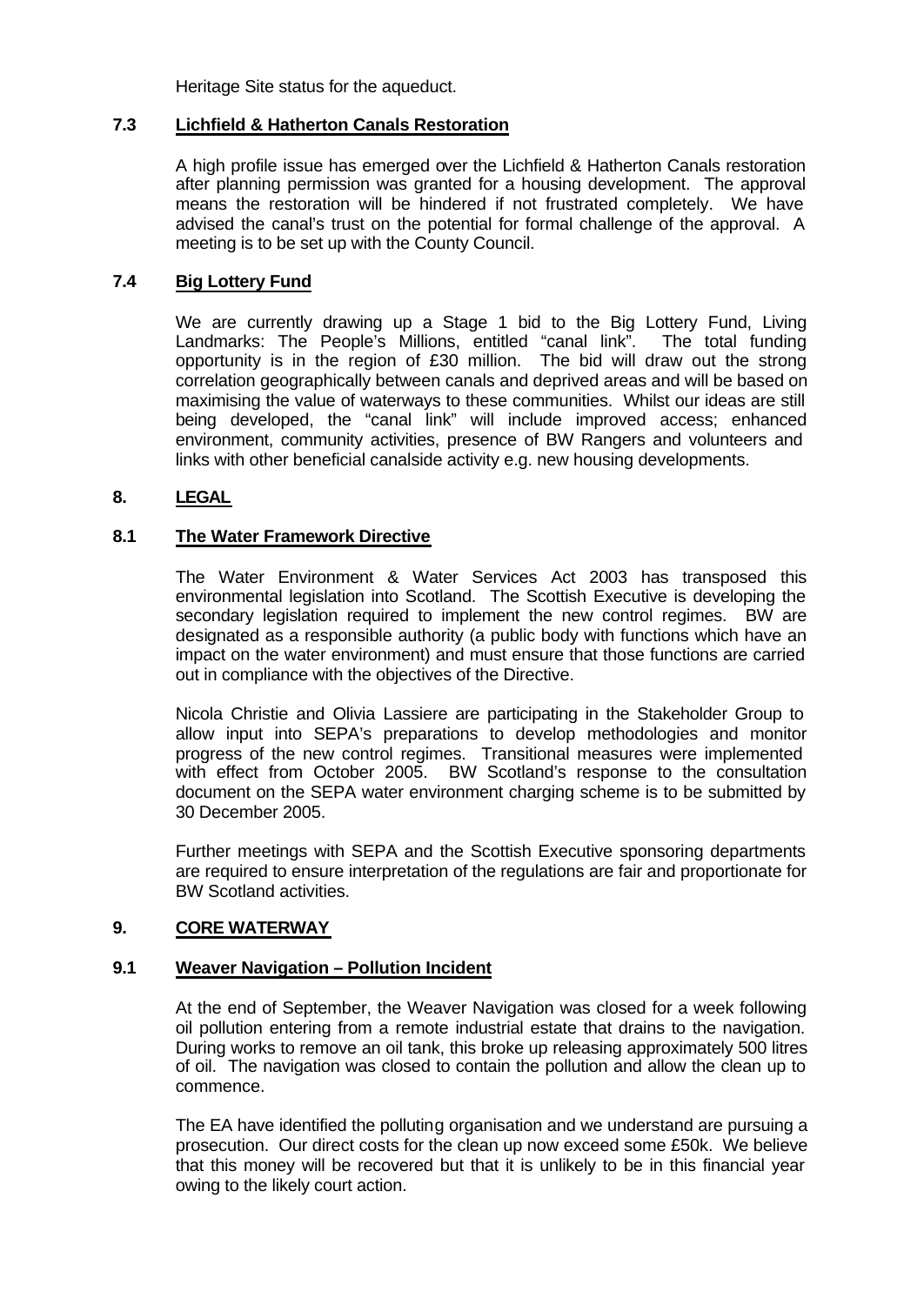Heritage Site status for the aqueduct.

### 7.3 Lichfield & Hatherton Canals Restoration

A high profile issue has emerged over the Lichfield & Hatherton Canals restoration after planning permission was granted for a housing development. The approval means the restoration will be hindered if not frustrated completely. We have advised the canal's trust on the potential for formal challenge of the approval. A meeting is to be set up with the County Council.

### 7.4 Big Lottery Fund

We are currently drawing up a Stage 1 bid to the Big Lottery Fund, Living Landmarks: The People's Millions, entitled "canal link". The total funding opportunity is in the region of £30 million. The bid will draw out the strong correlation geographically between canals and deprived areas and will be based on maximising the value of waterways to these communities. Whilst our ideas are still being developed, the "canal link" will include improved access; enhanced environment, community activities, presence of BW Rangers and volunteers and links with other beneficial canalside activity e.g. new housing developments.

## 8. LEGAL

### 8.1 The Water Framework Directive

The Water Environment & Water Services Act 2003 has transposed this environmental legislation into Scotland. The Scottish Executive is developing the secondary legislation required to implement the new control regimes. BW are designated as a responsible authority (a public body with functions which have an impact on the water environment) and must ensure that those functions are carried out in compliance with the objectives of the Directive.

Nicola Christie and Olivia Lassiere are participating in the Stakeholder Group to allow input into SEPA's preparations to develop methodologies and monitor progress of the new control regimes. Transitional measures were implemented with effect from October 2005. BW Scotland's response to the consultation document on the SEPA water environment charging scheme is to be submitted by 30 December 2005.

Further meetings with SEPA and the Scottish Executive sponsoring departments are required to ensure interpretation of the regulations are fair and proportionate for BW Scotland activities.

## 9. CORE WATERWAY

### 9.1 Weaver Navigation – Pollution Incident

At the end of September, the Weaver Navigation was closed for a week following oil pollution entering from a remote industrial estate that drains to the navigation. During works to remove an oil tank, this broke up releasing approximately 500 litres of oil. The navigation was closed to contain the pollution and allow the clean up to commence.

The EA have identified the polluting organisation and we understand are pursuing a prosecution. Our direct costs for the clean up now exceed some £50k. We believe that this money will be recovered but that it is unlikely to be in this financial year owing to the likely court action.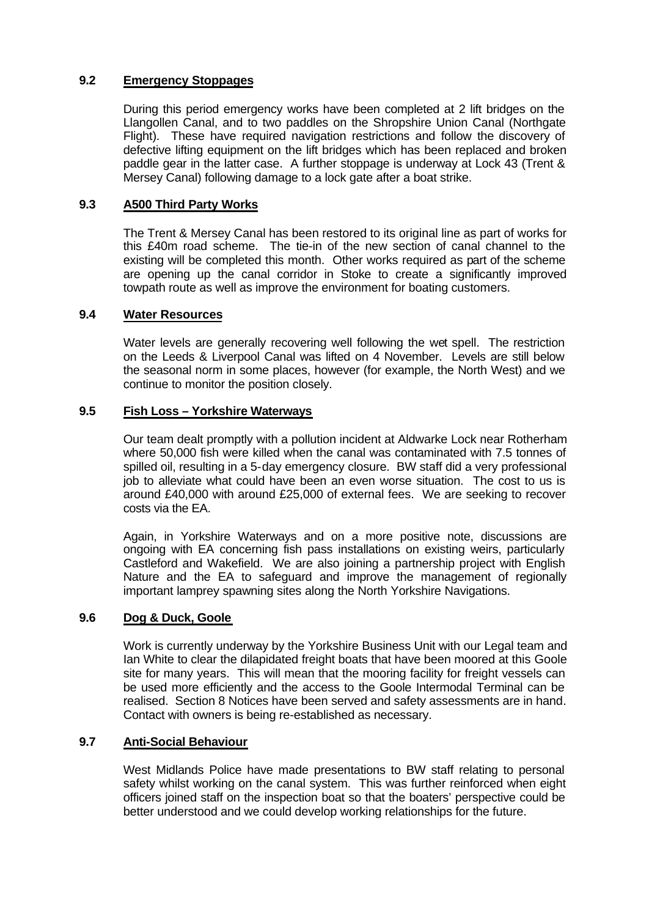### 9.2 Emergency Stoppages

During this period emergency works have been completed at 2 lift bridges on the Llangollen Canal, and to two paddles on the Shropshire Union Canal (Northgate Flight). These have required navigation restrictions and follow the discovery of defective lifting equipment on the lift bridges which has been replaced and broken paddle gear in the latter case. A further stoppage is underway at Lock 43 (Trent & Mersey Canal) following damage to a lock gate after a boat strike.

### 9.3 A500 Third Party Works

The Trent & Mersey Canal has been restored to its original line as part of works for this £40m road scheme. The tie-in of the new section of canal channel to the existing will be completed this month. Other works required as part of the scheme are opening up the canal corridor in Stoke to create a significantly improved towpath route as well as improve the environment for boating customers.

### 9.4 Water Resources

Water levels are generally recovering well following the wet spell. The restriction on the Leeds & Liverpool Canal was lifted on 4 November. Levels are still below the seasonal norm in some places, however (for example, the North West) and we continue to monitor the position closely.

### 9.5 Fish Loss – Yorkshire Waterways

Our team dealt promptly with a pollution incident at Aldwarke Lock near Rotherham where 50,000 fish were killed when the canal was contaminated with 7.5 tonnes of spilled oil, resulting in a 5-day emergency closure. BW staff did a very professional job to alleviate what could have been an even worse situation. The cost to us is around £40,000 with around £25,000 of external fees. We are seeking to recover costs via the EA.

Again, in Yorkshire Waterways and on a more positive note, discussions are ongoing with EA concerning fish pass installations on existing weirs, particularly Castleford and Wakefield. We are also joining a partnership project with English Nature and the EA to safeguard and improve the management of regionally important lamprey spawning sites along the North Yorkshire Navigations.

### 9.6 Dog & Duck, Goole

Work is currently underway by the Yorkshire Business Unit with our Legal team and Ian White to clear the dilapidated freight boats that have been moored at this Goole site for many years. This will mean that the mooring facility for freight vessels can be used more efficiently and the access to the Goole Intermodal Terminal can be realised. Section 8 Notices have been served and safety assessments are in hand. Contact with owners is being re-established as necessary.

### 9.7 Anti-Social Behaviour

West Midlands Police have made presentations to BW staff relating to personal safety whilst working on the canal system. This was further reinforced when eight officers joined staff on the inspection boat so that the boaters' perspective could be better understood and we could develop working relationships for the future.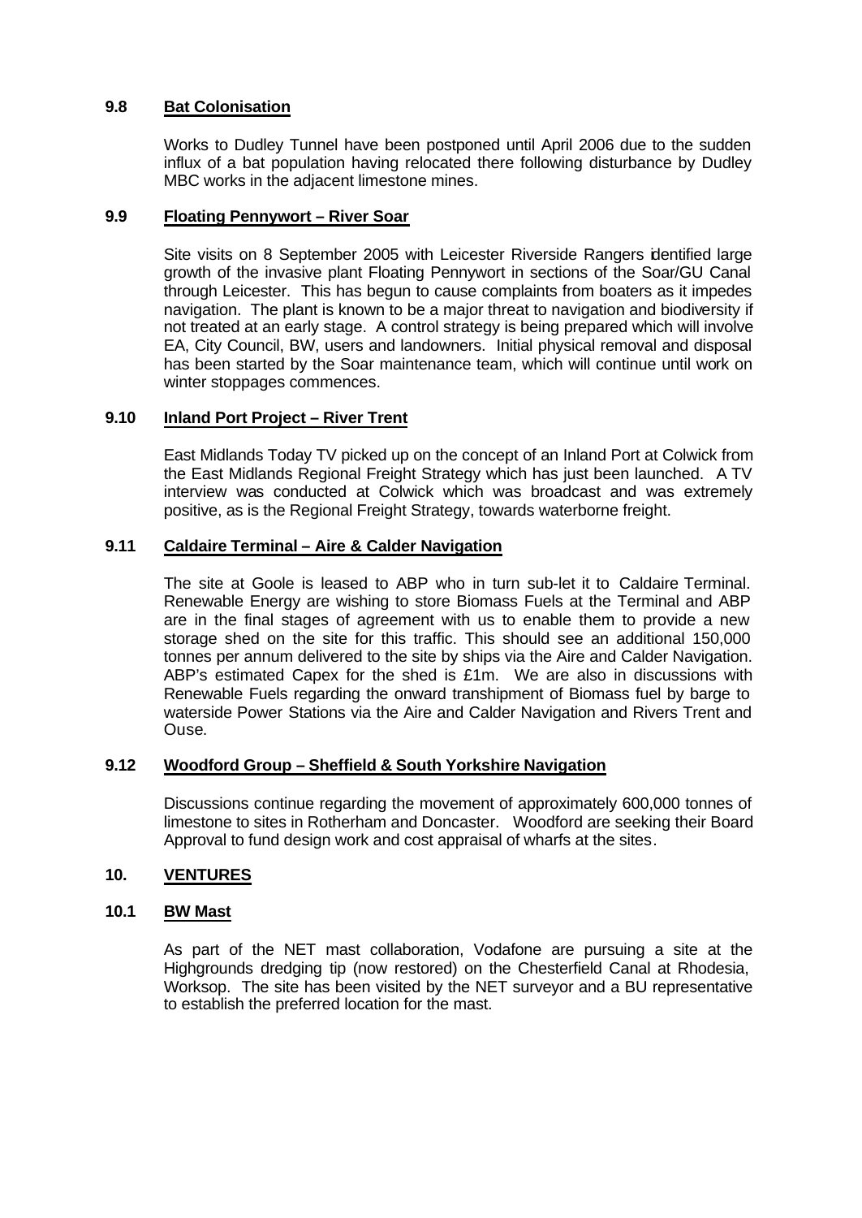### 9.8 Bat Colonisation

Works to Dudley Tunnel have been postponed until April 2006 due to the sudden influx of a bat population having relocated there following disturbance by Dudley MBC works in the adjacent limestone mines.

### 9.9 Floating Pennywort – River Soar

Site visits on 8 September 2005 with Leicester Riverside Rangers identified large growth of the invasive plant Floating Pennywort in sections of the Soar/GU Canal through Leicester. This has begun to cause complaints from boaters as it impedes navigation. The plant is known to be a major threat to navigation and biodiversity if not treated at an early stage. A control strategy is being prepared which will involve EA, City Council, BW, users and landowners. Initial physical removal and disposal has been started by the Soar maintenance team, which will continue until work on winter stoppages commences.

### 9.10 Inland Port Project – River Trent

East Midlands Today TV picked up on the concept of an Inland Port at Colwick from the East Midlands Regional Freight Strategy which has just been launched. A TV interview was conducted at Colwick which was broadcast and was extremely positive, as is the Regional Freight Strategy, towards waterborne freight.

### 9.11 Caldaire Terminal – Aire & Calder Navigation

The site at Goole is leased to ABP who in turn sub-let it to Caldaire Terminal. Renewable Energy are wishing to store Biomass Fuels at the Terminal and ABP are in the final stages of agreement with us to enable them to provide a new storage shed on the site for this traffic. This should see an additional 150,000 tonnes per annum delivered to the site by ships via the Aire and Calder Navigation. ABP's estimated Capex for the shed is £1m. We are also in discussions with Renewable Fuels regarding the onward transhipment of Biomass fuel by barge to waterside Power Stations via the Aire and Calder Navigation and Rivers Trent and Ouse.

### 9.12 Woodford Group – Sheffield & South Yorkshire Navigation

Discussions continue regarding the movement of approximately 600,000 tonnes of limestone to sites in Rotherham and Doncaster. Woodford are seeking their Board Approval to fund design work and cost appraisal of wharfs at the sites.

## 10. VENTURES

### 10.1 BW Mast

As part of the NET mast collaboration, Vodafone are pursuing a site at the Highgrounds dredging tip (now restored) on the Chesterfield Canal at Rhodesia, Worksop. The site has been visited by the NET surveyor and a BU representative to establish the preferred location for the mast.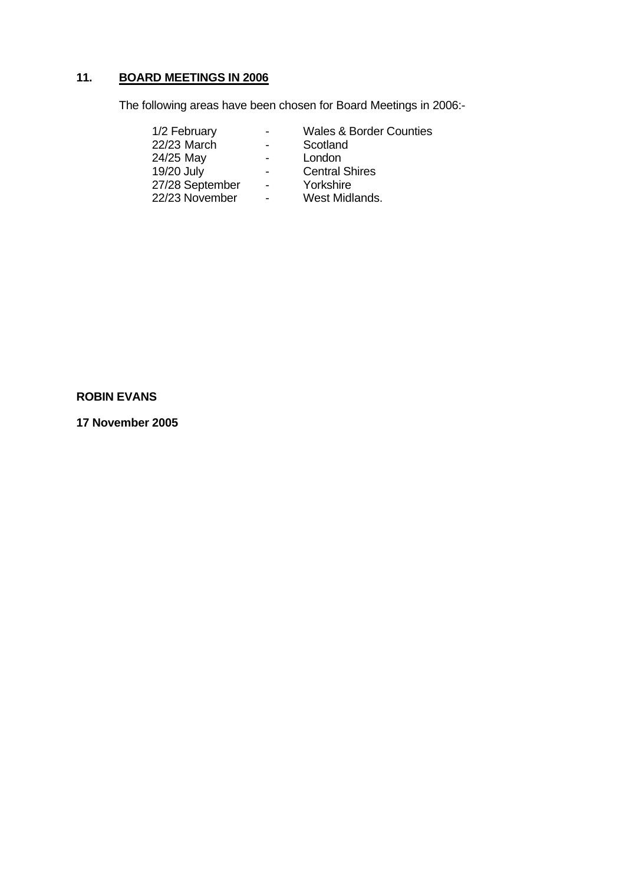## 11. BOARD MEETINGS IN 2006

The following areas have been chosen for Board Meetings in 2006:-

| | | |
|---|---|---|
| 1/2 February | - | Wales & Border Counties |
| 22/23 March | - | Scotland |
| 24/25 May | - | London |
| 19/20 July | - | Central Shires |
| 27/28 September | - | Yorkshire |
| 22/23 November | - | West Midlands. |

**ROBIN EVANS**

**17 November 2005**